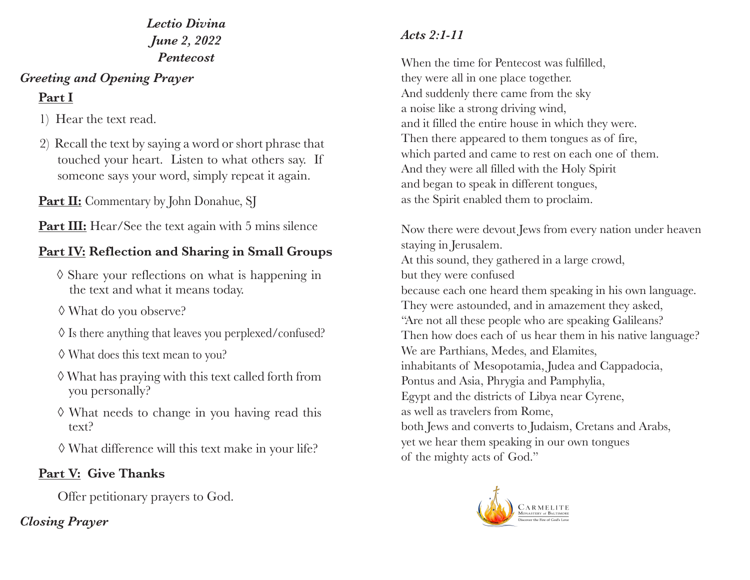*Lectio Divina*
*June 2, 2022*
*Pentecost*

## *Greeting and Opening Prayer*

### Part I

1) Hear the text read.

2) Recall the text by saying a word or short phrase that touched your heart. Listen to what others say. If someone says your word, simply repeat it again.

**Part II:** Commentary by John Donahue, SJ

**Part III:** Hear/See the text again with 5 mins silence

### Part IV: Reflection and Sharing in Small Groups

◊ Share your reflections on what is happening in the text and what it means today.

◊ What do you observe?

◊ Is there anything that leaves you perplexed/confused?

◊ What does this text mean to you?

◊ What has praying with this text called forth from you personally?

◊ What needs to change in you having read this text?

◊ What difference will this text make in your life?

### Part V: Give Thanks

Offer petitionary prayers to God.

## *Closing Prayer*

## *Acts 2:1-11*

When the time for Pentecost was fulfilled,
they were all in one place together.
And suddenly there came from the sky
a noise like a strong driving wind,
and it filled the entire house in which they were.
Then there appeared to them tongues as of fire,
which parted and came to rest on each one of them.
And they were all filled with the Holy Spirit
and began to speak in different tongues,
as the Spirit enabled them to proclaim.

Now there were devout Jews from every nation under heaven
staying in Jerusalem.
At this sound, they gathered in a large crowd,
but they were confused
because each one heard them speaking in his own language.
They were astounded, and in amazement they asked,
"Are not all these people who are speaking Galileans?
Then how does each of us hear them in his native language?
We are Parthians, Medes, and Elamites,
inhabitants of Mesopotamia, Judea and Cappadocia,
Pontus and Asia, Phrygia and Pamphylia,
Egypt and the districts of Libya near Cyrene,
as well as travelers from Rome,
both Jews and converts to Judaism, Cretans and Arabs,
yet we hear them speaking in our own tongues
of the mighty acts of God."

Carmelite Monastery of Baltimore
Discover the Fire of God's Love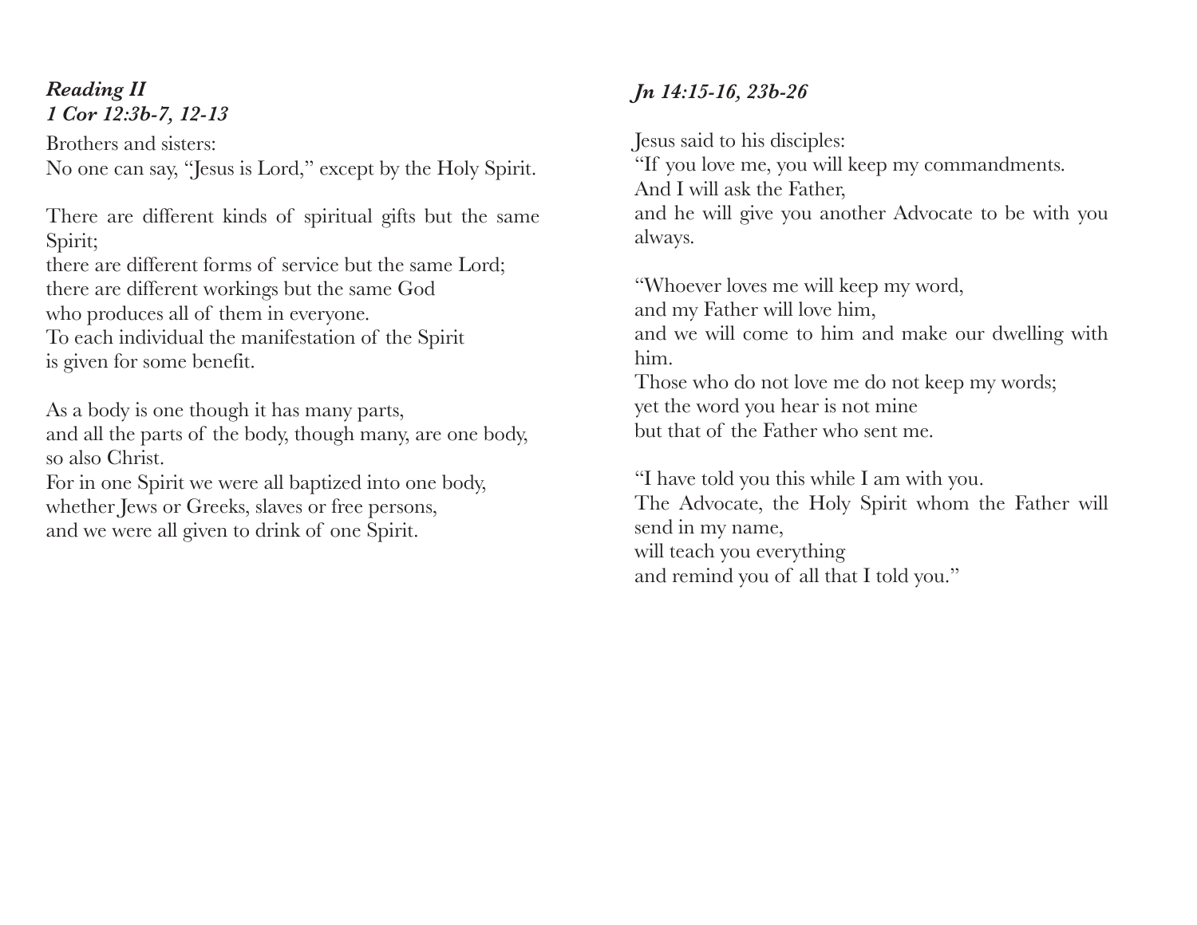***Reading II***
***1 Cor 12:3b-7, 12-13***

Brothers and sisters:
No one can say, "Jesus is Lord," except by the Holy Spirit.

There are different kinds of spiritual gifts but the same Spirit;
there are different forms of service but the same Lord;
there are different workings but the same God
who produces all of them in everyone.
To each individual the manifestation of the Spirit
is given for some benefit.

As a body is one though it has many parts,
and all the parts of the body, though many, are one body,
so also Christ.
For in one Spirit we were all baptized into one body,
whether Jews or Greeks, slaves or free persons,
and we were all given to drink of one Spirit.

***Jn 14:15-16, 23b-26***

Jesus said to his disciples:
"If you love me, you will keep my commandments.
And I will ask the Father,
and he will give you another Advocate to be with you always.

"Whoever loves me will keep my word,
and my Father will love him,
and we will come to him and make our dwelling with him.
Those who do not love me do not keep my words;
yet the word you hear is not mine
but that of the Father who sent me.

"I have told you this while I am with you.
The Advocate, the Holy Spirit whom the Father will send in my name,
will teach you everything
and remind you of all that I told you."